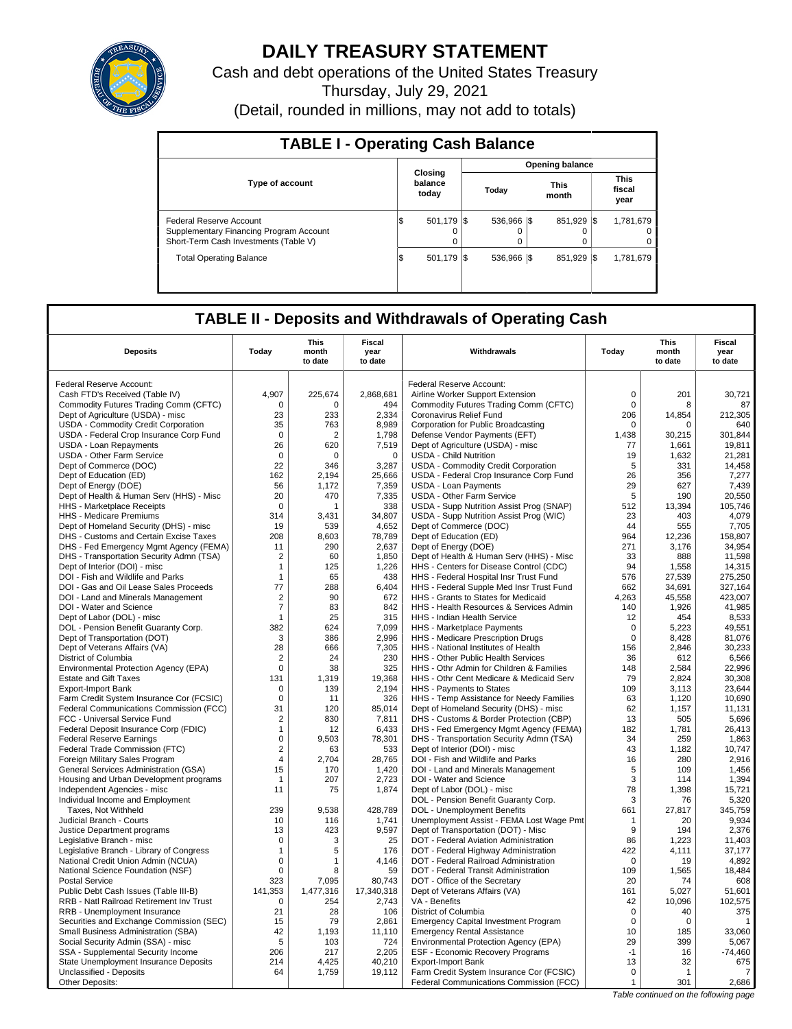# DAILY TREASURY STATEMENT

Cash and debt operations of the United States Treasury

Thursday, July 29, 2021

(Detail, rounded in millions, may not add to totals)

## TABLE I - Operating Cash Balance

| Type of account | Closing balance today | Opening balance | | |
|---|---|---|---|---|
| | | Today | This month | This fiscal year |
| Federal Reserve Account | $ 501,179 | $ 536,966 | $ 851,929 | $ 1,781,679 |
| Supplementary Financing Program Account | 0 | 0 | 0 | 0 |
| Short-Term Cash Investments (Table V) | 0 | 0 | 0 | 0 |
| Total Operating Balance | $ 501,179 | $ 536,966 | $ 851,929 | $ 1,781,679 |

## TABLE II - Deposits and Withdrawals of Operating Cash

| Deposits | Today | This month to date | Fiscal year to date | Withdrawals | Today | This month to date | Fiscal year to date |
|---|---|---|---|---|---|---|---|
| Federal Reserve Account: | | | | Federal Reserve Account: | | | |
| Cash FTD's Received (Table IV) | 4,907 | 225,674 | 2,868,681 | Airline Worker Support Extension | 0 | 201 | 30,721 |
| Commodity Futures Trading Comm (CFTC) | 0 | 0 | 494 | Commodity Futures Trading Comm (CFTC) | 0 | 8 | 87 |
| Dept of Agriculture (USDA) - misc | 23 | 233 | 2,334 | Coronavirus Relief Fund | 206 | 14,854 | 212,305 |
| USDA - Commodity Credit Corporation | 35 | 763 | 8,989 | Corporation for Public Broadcasting | 0 | 0 | 640 |
| USDA - Federal Crop Insurance Corp Fund | 0 | 2 | 1,798 | Defense Vendor Payments (EFT) | 1,438 | 30,215 | 301,844 |
| USDA - Loan Repayments | 26 | 620 | 7,519 | Dept of Agriculture (USDA) - misc | 77 | 1,661 | 19,811 |
| USDA - Other Farm Service | 0 | 0 | 0 | USDA - Child Nutrition | 19 | 1,632 | 21,281 |
| Dept of Commerce (DOC) | 22 | 346 | 3,287 | USDA - Commodity Credit Corporation | 5 | 331 | 14,458 |
| Dept of Education (ED) | 162 | 2,194 | 25,666 | USDA - Federal Crop Insurance Corp Fund | 26 | 356 | 7,277 |
| Dept of Energy (DOE) | 56 | 1,172 | 7,359 | USDA - Loan Payments | 29 | 627 | 7,439 |
| Dept of Health & Human Serv (HHS) - Misc | 20 | 470 | 7,335 | USDA - Other Farm Service | 5 | 190 | 20,550 |
| HHS - Marketplace Receipts | 0 | 1 | 338 | USDA - Supp Nutrition Assist Prog (SNAP) | 512 | 13,394 | 105,746 |
| HHS - Medicare Premiums | 314 | 3,431 | 34,807 | USDA - Supp Nutrition Assist Prog (WIC) | 23 | 403 | 4,079 |
| Dept of Homeland Security (DHS) - misc | 19 | 539 | 4,652 | Dept of Commerce (DOC) | 44 | 555 | 7,705 |
| DHS - Customs and Certain Excise Taxes | 208 | 8,603 | 78,789 | Dept of Education (ED) | 964 | 12,236 | 158,807 |
| DHS - Fed Emergency Mgmt Agency (FEMA) | 11 | 290 | 2,637 | Dept of Energy (DOE) | 271 | 3,176 | 34,954 |
| DHS - Transportation Security Admn (TSA) | 2 | 60 | 1,850 | Dept of Health & Human Serv (HHS) - Misc | 33 | 888 | 11,598 |
| Dept of Interior (DOI) - misc | 1 | 125 | 1,226 | HHS - Centers for Disease Control (CDC) | 94 | 1,558 | 14,315 |
| DOI - Fish and Wildlife and Parks | 1 | 65 | 438 | HHS - Federal Hospital Insr Trust Fund | 576 | 27,539 | 275,250 |
| DOI - Gas and Oil Lease Sales Proceeds | 77 | 288 | 6,404 | HHS - Federal Supple Med Insr Trust Fund | 662 | 34,691 | 327,164 |
| DOI - Land and Minerals Management | 2 | 90 | 672 | HHS - Grants to States for Medicaid | 4,263 | 45,558 | 423,007 |
| DOI - Water and Science | 7 | 83 | 842 | HHS - Health Resources & Services Admin | 140 | 1,926 | 41,985 |
| Dept of Labor (DOL) - misc | 1 | 25 | 315 | HHS - Indian Health Service | 12 | 454 | 8,533 |
| DOL - Pension Benefit Guaranty Corp. | 382 | 624 | 7,099 | HHS - Marketplace Payments | 0 | 5,223 | 49,551 |
| Dept of Transportation (DOT) | 3 | 386 | 2,996 | HHS - Medicare Prescription Drugs | 0 | 8,428 | 81,076 |
| Dept of Veterans Affairs (VA) | 28 | 666 | 7,305 | HHS - National Institutes of Health | 156 | 2,846 | 30,233 |
| District of Columbia | 2 | 24 | 230 | HHS - Other Public Health Services | 36 | 612 | 6,566 |
| Environmental Protection Agency (EPA) | 0 | 38 | 325 | HHS - Othr Admin for Children & Families | 148 | 2,584 | 22,996 |
| Estate and Gift Taxes | 131 | 1,319 | 19,368 | HHS - Othr Cent Medicare & Medicaid Serv | 79 | 2,824 | 30,308 |
| Export-Import Bank | 0 | 139 | 2,194 | HHS - Payments to States | 109 | 3,113 | 23,644 |
| Farm Credit System Insurance Cor (FCSIC) | 0 | 11 | 326 | HHS - Temp Assistance for Needy Families | 63 | 1,120 | 10,690 |
| Federal Communications Commission (FCC) | 31 | 120 | 85,014 | Dept of Homeland Security (DHS) - misc | 62 | 1,157 | 11,131 |
| FCC - Universal Service Fund | 2 | 830 | 7,811 | DHS - Customs & Border Protection (CBP) | 13 | 505 | 5,696 |
| Federal Deposit Insurance Corp (FDIC) | 1 | 12 | 6,433 | DHS - Fed Emergency Mgmt Agency (FEMA) | 182 | 1,781 | 26,413 |
| Federal Reserve Earnings | 0 | 9,503 | 78,301 | DHS - Transportation Security Admn (TSA) | 34 | 259 | 1,863 |
| Federal Trade Commission (FTC) | 2 | 63 | 533 | Dept of Interior (DOI) - misc | 43 | 1,182 | 10,747 |
| Foreign Military Sales Program | 4 | 2,704 | 28,765 | DOI - Fish and Wildlife and Parks | 16 | 280 | 2,916 |
| General Services Administration (GSA) | 15 | 170 | 1,420 | DOI - Land and Minerals Management | 5 | 109 | 1,456 |
| Housing and Urban Development programs | 1 | 207 | 2,723 | DOI - Water and Science | 3 | 114 | 1,394 |
| Independent Agencies - misc | 11 | 75 | 1,874 | Dept of Labor (DOL) - misc | 78 | 1,398 | 15,721 |
| Individual Income and Employment | | | | DOL - Pension Benefit Guaranty Corp. | 3 | 76 | 5,320 |
| Taxes, Not Withheld | 239 | 9,538 | 428,789 | DOL - Unemployment Benefits | 661 | 27,817 | 345,759 |
| Judicial Branch - Courts | 10 | 116 | 1,741 | Unemployment Assist - FEMA Lost Wage Pmt | 1 | 20 | 9,934 |
| Justice Department programs | 13 | 423 | 9,597 | Dept of Transportation (DOT) - Misc | 9 | 194 | 2,376 |
| Legislative Branch - misc | 0 | 3 | 25 | DOT - Federal Aviation Administration | 86 | 1,223 | 11,403 |
| Legislative Branch - Library of Congress | 1 | 5 | 176 | DOT - Federal Highway Administration | 422 | 4,111 | 37,177 |
| National Credit Union Admin (NCUA) | 0 | 1 | 4,146 | DOT - Federal Railroad Administration | 0 | 19 | 4,892 |
| National Science Foundation (NSF) | 0 | 8 | 59 | DOT - Federal Transit Administration | 109 | 1,565 | 18,484 |
| Postal Service | 323 | 7,095 | 80,743 | DOT - Office of the Secretary | 20 | 74 | 608 |
| Public Debt Cash Issues (Table III-B) | 141,353 | 1,477,316 | 17,340,318 | Dept of Veterans Affairs (VA) | 161 | 5,027 | 51,601 |
| RRB - Natl Railroad Retirement Inv Trust | 0 | 254 | 2,743 | VA - Benefits | 42 | 10,096 | 102,575 |
| RRB - Unemployment Insurance | 21 | 28 | 106 | District of Columbia | 0 | 40 | 375 |
| Securities and Exchange Commission (SEC) | 15 | 79 | 2,861 | Emergency Capital Investment Program | 0 | 0 | 1 |
| Small Business Administration (SBA) | 42 | 1,193 | 11,110 | Emergency Rental Assistance | 10 | 185 | 33,060 |
| Social Security Admin (SSA) - misc | 5 | 103 | 724 | Environmental Protection Agency (EPA) | 29 | 399 | 5,067 |
| SSA - Supplemental Security Income | 206 | 217 | 2,205 | ESF - Economic Recovery Programs | -1 | 16 | -74,460 |
| State Unemployment Insurance Deposits | 214 | 4,425 | 40,210 | Export-Import Bank | 13 | 32 | 675 |
| Unclassified - Deposits | 64 | 1,759 | 19,112 | Farm Credit System Insurance Cor (FCSIC) | 0 | 1 | 7 |
| Other Deposits: | | | | Federal Communications Commission (FCC) | 1 | 301 | 2,686 |

*Table continued on the following page*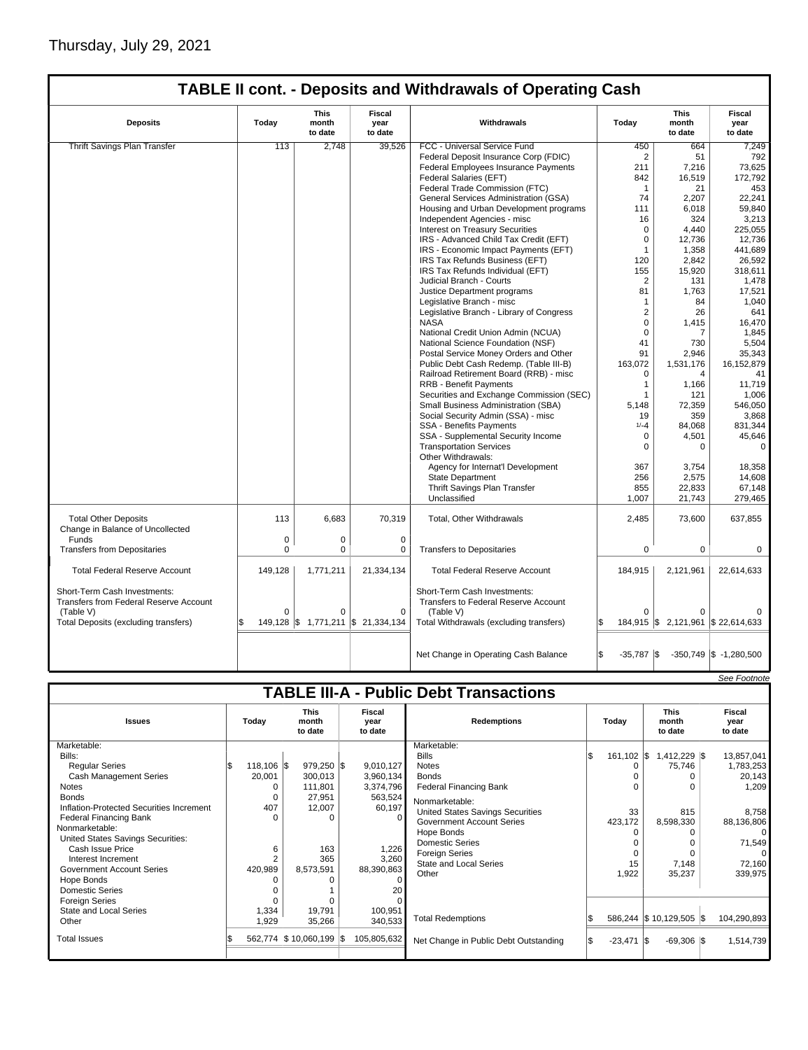Thursday, July 29, 2021

## TABLE II cont. - Deposits and Withdrawals of Operating Cash

| Deposits | Today | This month to date | Fiscal year to date | Withdrawals | Today | This month to date | Fiscal year to date |
|---|---|---|---|---|---|---|---|
| Thrift Savings Plan Transfer | 113 | 2,748 | 39,526 | FCC - Universal Service Fund | 450 | 664 | 7,249 |
| | | | | Federal Deposit Insurance Corp (FDIC) | 2 | 51 | 792 |
| | | | | Federal Employees Insurance Payments | 211 | 7,216 | 73,625 |
| | | | | Federal Salaries (EFT) | 842 | 16,519 | 172,792 |
| | | | | Federal Trade Commission (FTC) | 1 | 21 | 453 |
| | | | | General Services Administration (GSA) | 74 | 2,207 | 22,241 |
| | | | | Housing and Urban Development programs | 111 | 6,018 | 59,840 |
| | | | | Independent Agencies - misc | 16 | 324 | 3,213 |
| | | | | Interest on Treasury Securities | 0 | 4,440 | 225,055 |
| | | | | IRS - Advanced Child Tax Credit (EFT) | 0 | 12,736 | 12,736 |
| | | | | IRS - Economic Impact Payments (EFT) | 1 | 1,358 | 441,689 |
| | | | | IRS Tax Refunds Business (EFT) | 120 | 2,842 | 26,592 |
| | | | | IRS Tax Refunds Individual (EFT) | 155 | 15,920 | 318,611 |
| | | | | Judicial Branch - Courts | 2 | 131 | 1,478 |
| | | | | Justice Department programs | 81 | 1,763 | 17,521 |
| | | | | Legislative Branch - misc | 1 | 84 | 1,040 |
| | | | | Legislative Branch - Library of Congress | 2 | 26 | 641 |
| | | | | NASA | 0 | 1,415 | 16,470 |
| | | | | National Credit Union Admin (NCUA) | 0 | 7 | 1,845 |
| | | | | National Science Foundation (NSF) | 41 | 730 | 5,504 |
| | | | | Postal Service Money Orders and Other | 91 | 2,946 | 35,343 |
| | | | | Public Debt Cash Redemp. (Table III-B) | 163,072 | 1,531,176 | 16,152,879 |
| | | | | Railroad Retirement Board (RRB) - misc | 0 | 4 | 41 |
| | | | | RRB - Benefit Payments | 1 | 1,166 | 11,719 |
| | | | | Securities and Exchange Commission (SEC) | 1 | 121 | 1,006 |
| | | | | Small Business Administration (SBA) | 5,148 | 72,359 | 546,050 |
| | | | | Social Security Admin (SSA) - misc | 19 | 359 | 3,868 |
| | | | | SSA - Benefits Payments | 1/-4 | 84,068 | 831,344 |
| | | | | SSA - Supplemental Security Income | 0 | 4,501 | 45,646 |
| | | | | Transportation Services | 0 | 0 | 0 |
| | | | | Other Withdrawals: | | | |
| | | | | Agency for Internat'l Development | 367 | 3,754 | 18,358 |
| | | | | State Department | 256 | 2,575 | 14,608 |
| | | | | Thrift Savings Plan Transfer | 855 | 22,833 | 67,148 |
| | | | | Unclassified | 1,007 | 21,743 | 279,465 |
| Total Other Deposits | 113 | 6,683 | 70,319 | Total, Other Withdrawals | 2,485 | 73,600 | 637,855 |
| Change in Balance of Uncollected Funds | 0 | 0 | 0 | | | | |
| Transfers from Depositaries | 0 | 0 | 0 | Transfers to Depositaries | 0 | 0 | 0 |
| Total Federal Reserve Account | 149,128 | 1,771,211 | 21,334,134 | Total Federal Reserve Account | 184,915 | 2,121,961 | 22,614,633 |
| Short-Term Cash Investments: Transfers from Federal Reserve Account (Table V) | 0 | 0 | 0 | Short-Term Cash Investments: Transfers to Federal Reserve Account (Table V) | 0 | 0 | 0 |
| Total Deposits (excluding transfers) | $ 149,128 | $ 1,771,211 | $ 21,334,134 | Total Withdrawals (excluding transfers) | $ 184,915 | $ 2,121,961 | $ 22,614,633 |
| | | | | Net Change in Operating Cash Balance | $ -35,787 | $ -350,749 | $ -1,280,500 |

*See Footnote*

## TABLE III-A - Public Debt Transactions

| Issues | Today | This month to date | Fiscal year to date | Redemptions | Today | This month to date | Fiscal year to date |
|---|---|---|---|---|---|---|---|
| Marketable: | | | | Marketable: | | | |
| Bills: | | | | Bills | $ 161,102 | $ 1,412,229 | $ 13,857,041 |
| Regular Series | $ 118,106 | $ 979,250 | $ 9,010,127 | Notes | 0 | 75,746 | 1,783,253 |
| Cash Management Series | 20,001 | 300,013 | 3,960,134 | Bonds | 0 | 0 | 20,143 |
| Notes | 0 | 111,801 | 3,374,796 | Federal Financing Bank | 0 | 0 | 1,209 |
| Bonds | 0 | 27,951 | 563,524 | Nonmarketable: | | | |
| Inflation-Protected Securities Increment | 407 | 12,007 | 60,197 | United States Savings Securities | 33 | 815 | 8,758 |
| Federal Financing Bank | 0 | 0 | 0 | Government Account Series | 423,172 | 8,598,330 | 88,136,806 |
| Nonmarketable: | | | | Hope Bonds | 0 | 0 | 0 |
| United States Savings Securities: | | | | Domestic Series | 0 | 0 | 71,549 |
| Cash Issue Price | 6 | 163 | 1,226 | Foreign Series | 0 | 0 | 0 |
| Interest Increment | 2 | 365 | 3,260 | State and Local Series | 15 | 7,148 | 72,160 |
| Government Account Series | 420,989 | 8,573,591 | 88,390,863 | Other | 1,922 | 35,237 | 339,975 |
| Hope Bonds | 0 | 0 | 0 | | | | |
| Domestic Series | 0 | 1 | 20 | | | | |
| Foreign Series | 0 | 0 | 0 | | | | |
| State and Local Series | 1,334 | 19,791 | 100,951 | | | | |
| Other | 1,929 | 35,266 | 340,533 | Total Redemptions | $ 586,244 | $ 10,129,505 | $ 104,290,893 |
| Total Issues | $ 562,774 | $ 10,060,199 | $ 105,805,632 | Net Change in Public Debt Outstanding | $ -23,471 | $ -69,306 | $ 1,514,739 |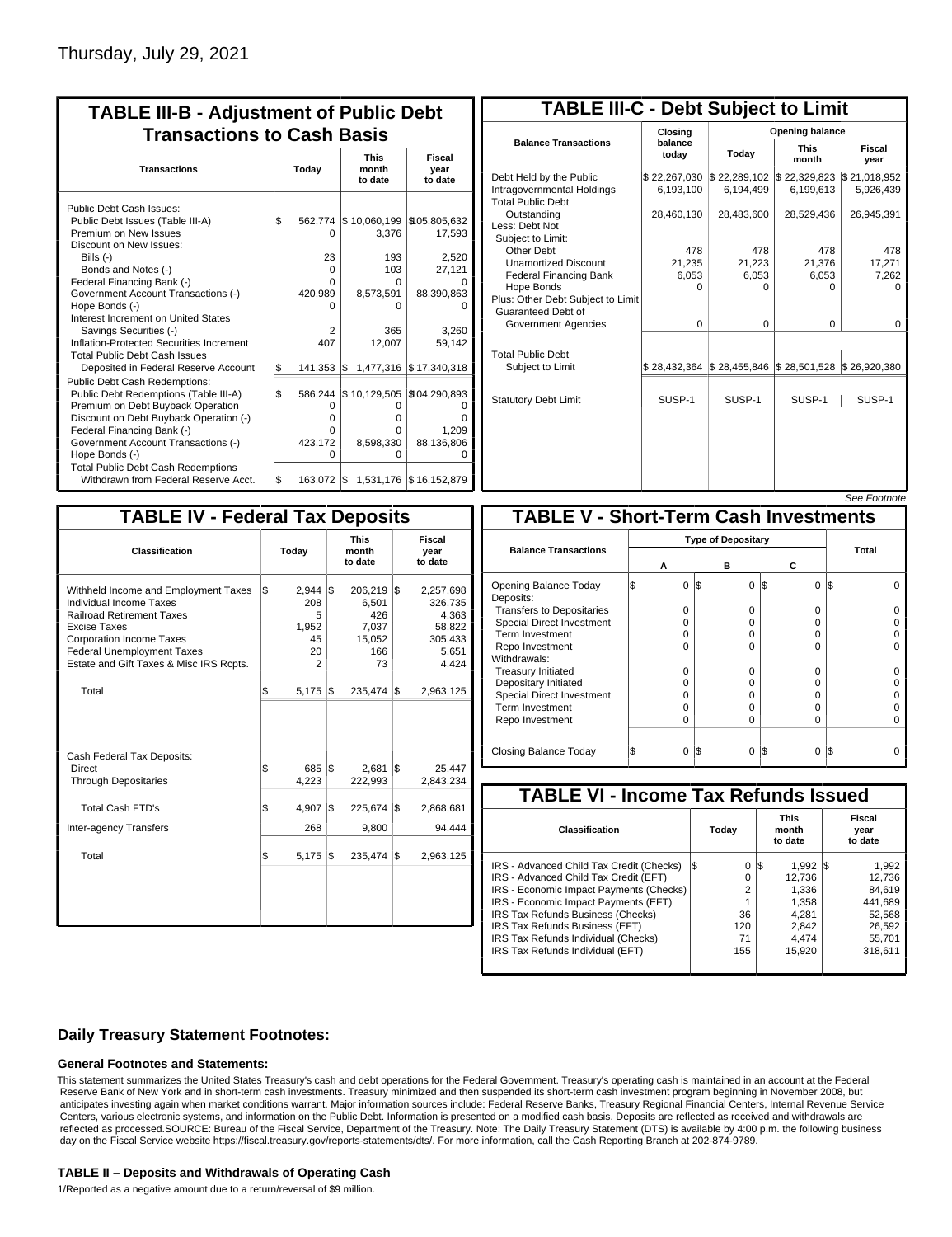Thursday, July 29, 2021

## TABLE III-B - Adjustment of Public Debt Transactions to Cash Basis

| Transactions | Today | This month to date | Fiscal year to date |
|---|---|---|---|
| Public Debt Cash Issues: | | | |
| Public Debt Issues (Table III-A) | $ 562,774 | $ 10,060,199 | $105,805,632 |
| Premium on New Issues | 0 | 3,376 | 17,593 |
| Discount on New Issues: | | | |
| Bills (-) | 23 | 193 | 2,520 |
| Bonds and Notes (-) | 0 | 103 | 27,121 |
| Federal Financing Bank (-) | 0 | 0 | 0 |
| Government Account Transactions (-) | 420,989 | 8,573,591 | 88,390,863 |
| Hope Bonds (-) | 0 | 0 | 0 |
| Interest Increment on United States Savings Securities (-) | 2 | 365 | 3,260 |
| Inflation-Protected Securities Increment | 407 | 12,007 | 59,142 |
| Total Public Debt Cash Issues Deposited in Federal Reserve Account | $ 141,353 | $ 1,477,316 | $ 17,340,318 |
| Public Debt Cash Redemptions: | | | |
| Public Debt Redemptions (Table III-A) | $ 586,244 | $ 10,129,505 | $104,290,893 |
| Premium on Debt Buyback Operation | 0 | 0 | 0 |
| Discount on Debt Buyback Operation (-) | 0 | 0 | 0 |
| Federal Financing Bank (-) | 0 | 0 | 1,209 |
| Government Account Transactions (-) | 423,172 | 8,598,330 | 88,136,806 |
| Hope Bonds (-) | 0 | 0 | 0 |
| Total Public Debt Cash Redemptions Withdrawn from Federal Reserve Acct. | $ 163,072 | $ 1,531,176 | $ 16,152,879 |

## TABLE III-C - Debt Subject to Limit

| Balance Transactions | Closing balance today | Opening balance Today | Opening balance This month | Opening balance Fiscal year |
|---|---|---|---|---|
| Debt Held by the Public | $ 22,267,030 | $ 22,289,102 | $ 22,329,823 | $ 21,018,952 |
| Intragovernmental Holdings | 6,193,100 | 6,194,499 | 6,199,613 | 5,926,439 |
| Total Public Debt Outstanding | 28,460,130 | 28,483,600 | 28,529,436 | 26,945,391 |
| Less: Debt Not Subject to Limit: | | | | |
| Other Debt | 478 | 478 | 478 | 478 |
| Unamortized Discount | 21,235 | 21,223 | 21,376 | 17,271 |
| Federal Financing Bank | 6,053 | 6,053 | 6,053 | 7,262 |
| Hope Bonds | 0 | 0 | 0 | 0 |
| Plus: Other Debt Subject to Limit Guaranteed Debt of Government Agencies | 0 | 0 | 0 | 0 |
| Total Public Debt Subject to Limit | $ 28,432,364 | $ 28,455,846 | $ 28,501,528 | $ 26,920,380 |
| Statutory Debt Limit | SUSP-1 | SUSP-1 | SUSP-1 | SUSP-1 |

*See Footnote*

## TABLE IV - Federal Tax Deposits

| Classification | Today | This month to date | Fiscal year to date |
|---|---|---|---|
| Withheld Income and Employment Taxes | $ 2,944 | $ 206,219 | $ 2,257,698 |
| Individual Income Taxes | 208 | 6,501 | 326,735 |
| Railroad Retirement Taxes | 5 | 426 | 4,363 |
| Excise Taxes | 1,952 | 7,037 | 58,822 |
| Corporation Income Taxes | 45 | 15,052 | 305,433 |
| Federal Unemployment Taxes | 20 | 166 | 5,651 |
| Estate and Gift Taxes & Misc IRS Rcpts. | 2 | 73 | 4,424 |
| Total | $ 5,175 | $ 235,474 | $ 2,963,125 |
| Cash Federal Tax Deposits: | | | |
| Direct | $ 685 | $ 2,681 | $ 25,447 |
| Through Depositaries | 4,223 | 222,993 | 2,843,234 |
| Total Cash FTD's | $ 4,907 | $ 225,674 | $ 2,868,681 |
| Inter-agency Transfers | 268 | 9,800 | 94,444 |
| Total | $ 5,175 | $ 235,474 | $ 2,963,125 |

## TABLE V - Short-Term Cash Investments

| Balance Transactions | Type of Depositary A | B | C | Total |
|---|---|---|---|---|
| Opening Balance Today | $ 0 | $ 0 | $ 0 | $ 0 |
| Deposits: | | | | |
| Transfers to Depositaries | 0 | 0 | 0 | 0 |
| Special Direct Investment | 0 | 0 | 0 | 0 |
| Term Investment | 0 | 0 | 0 | 0 |
| Repo Investment | 0 | 0 | 0 | 0 |
| Withdrawals: | | | | |
| Treasury Initiated | 0 | 0 | 0 | 0 |
| Depositary Initiated | 0 | 0 | 0 | 0 |
| Special Direct Investment | 0 | 0 | 0 | 0 |
| Term Investment | 0 | 0 | 0 | 0 |
| Repo Investment | 0 | 0 | 0 | 0 |
| Closing Balance Today | $ 0 | $ 0 | $ 0 | $ 0 |

## TABLE VI - Income Tax Refunds Issued

| Classification | Today | This month to date | Fiscal year to date |
|---|---|---|---|
| IRS - Advanced Child Tax Credit (Checks) | $ 0 | $ 1,992 | $ 1,992 |
| IRS - Advanced Child Tax Credit (EFT) | 0 | 12,736 | 12,736 |
| IRS - Economic Impact Payments (Checks) | 2 | 1,336 | 84,619 |
| IRS - Economic Impact Payments (EFT) | 1 | 1,358 | 441,689 |
| IRS Tax Refunds Business (Checks) | 36 | 4,281 | 52,568 |
| IRS Tax Refunds Business (EFT) | 120 | 2,842 | 26,592 |
| IRS Tax Refunds Individual (Checks) | 71 | 4,474 | 55,701 |
| IRS Tax Refunds Individual (EFT) | 155 | 15,920 | 318,611 |

### Daily Treasury Statement Footnotes:

#### General Footnotes and Statements:

This statement summarizes the United States Treasury's cash and debt operations for the Federal Government. Treasury's operating cash is maintained in an account at the Federal Reserve Bank of New York and in short-term cash investments. Treasury minimized and then suspended its short-term cash investment program beginning in November 2008, but anticipates investing again when market conditions warrant. Major information sources include: Federal Reserve Banks, Treasury Regional Financial Centers, Internal Revenue Service Centers, various electronic systems, and information on the Public Debt. Information is presented on a modified cash basis. Deposits are reflected as received and withdrawals are reflected as processed.SOURCE: Bureau of the Fiscal Service, Department of the Treasury. Note: The Daily Treasury Statement (DTS) is available by 4:00 p.m. the following business day on the Fiscal Service website https://fiscal.treasury.gov/reports-statements/dts/. For more information, call the Cash Reporting Branch at 202-874-9789.

#### TABLE II – Deposits and Withdrawals of Operating Cash

1/Reported as a negative amount due to a return/reversal of $9 million.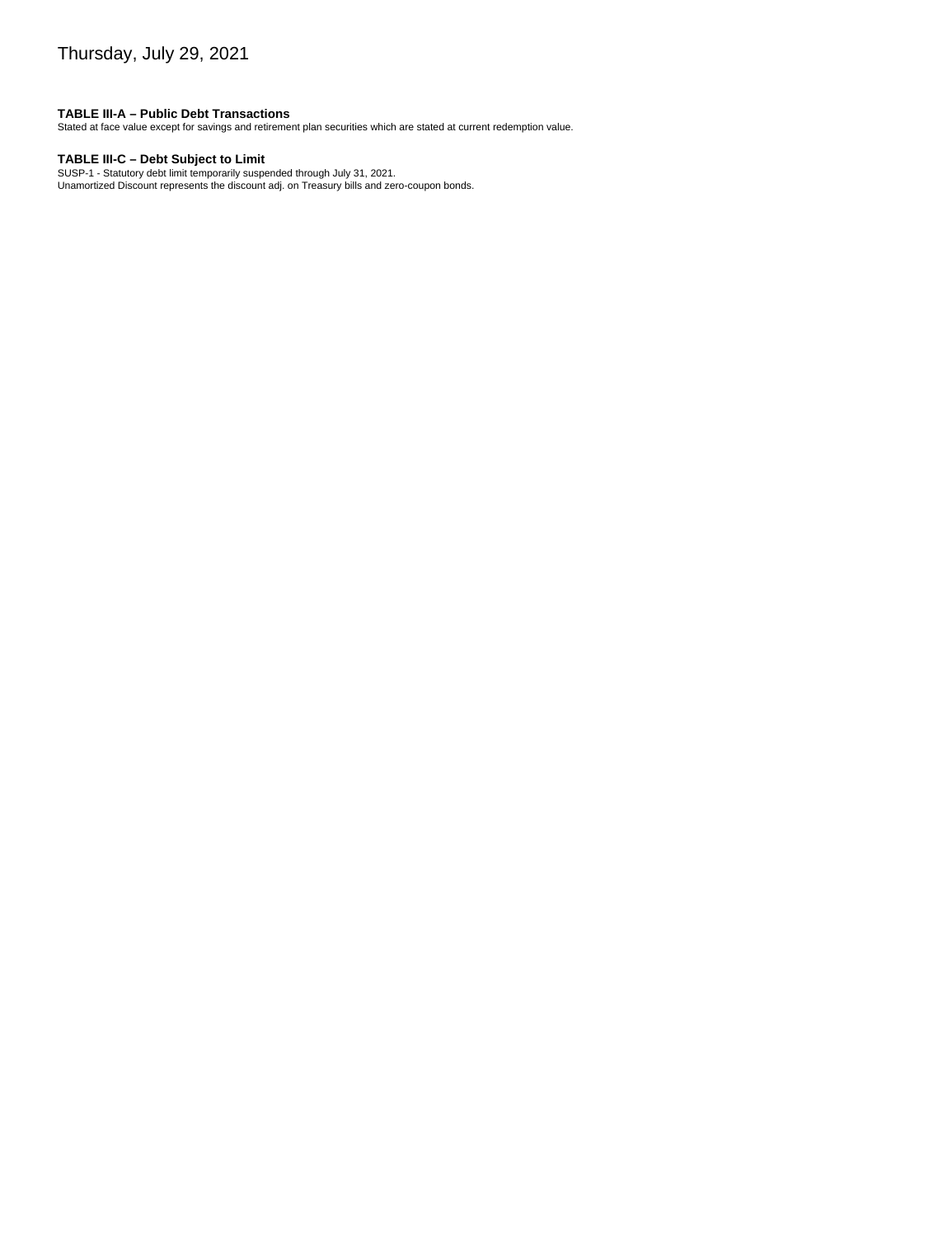Thursday, July 29, 2021

**TABLE III-A – Public Debt Transactions**

Stated at face value except for savings and retirement plan securities which are stated at current redemption value.

**TABLE III-C – Debt Subject to Limit**

SUSP-1 - Statutory debt limit temporarily suspended through July 31, 2021.

Unamortized Discount represents the discount adj. on Treasury bills and zero-coupon bonds.